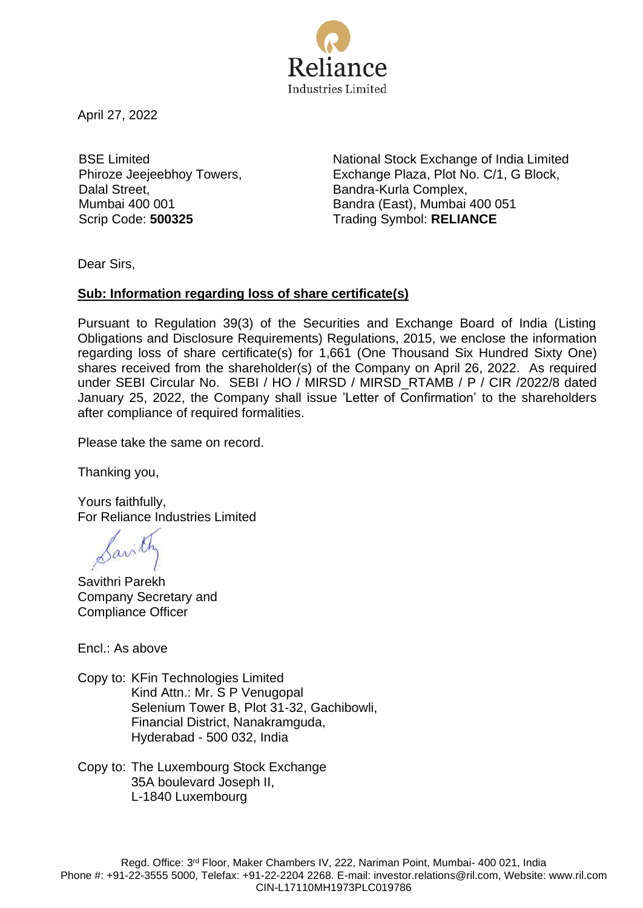Reliance
Industries Limited

April 27, 2022

BSE Limited
Phiroze Jeejeebhoy Towers,
Dalal Street,
Mumbai 400 001
Scrip Code: **500325**

National Stock Exchange of India Limited
Exchange Plaza, Plot No. C/1, G Block,
Bandra-Kurla Complex,
Bandra (East), Mumbai 400 051
Trading Symbol: **RELIANCE**

Dear Sirs,

**Sub: Information regarding loss of share certificate(s)**

Pursuant to Regulation 39(3) of the Securities and Exchange Board of India (Listing Obligations and Disclosure Requirements) Regulations, 2015, we enclose the information regarding loss of share certificate(s) for 1,661 (One Thousand Six Hundred Sixty One) shares received from the shareholder(s) of the Company on April 26, 2022. As required under SEBI Circular No. SEBI / HO / MIRSD / MIRSD_RTAMB / P / CIR /2022/8 dated January 25, 2022, the Company shall issue 'Letter of Confirmation' to the shareholders after compliance of required formalities.

Please take the same on record.

Thanking you,

Yours faithfully,
For Reliance Industries Limited

Savithri Parekh
Company Secretary and
Compliance Officer

Encl.: As above

Copy to: KFin Technologies Limited
Kind Attn.: Mr. S P Venugopal
Selenium Tower B, Plot 31-32, Gachibowli,
Financial District, Nanakramguda,
Hyderabad - 500 032, India

Copy to: The Luxembourg Stock Exchange
35A boulevard Joseph II,
L-1840 Luxembourg

Regd. Office: 3rd Floor, Maker Chambers IV, 222, Nariman Point, Mumbai- 400 021, India
Phone #: +91-22-3555 5000, Telefax: +91-22-2204 2268. E-mail: investor.relations@ril.com, Website: www.ril.com
CIN-L17110MH1973PLC019786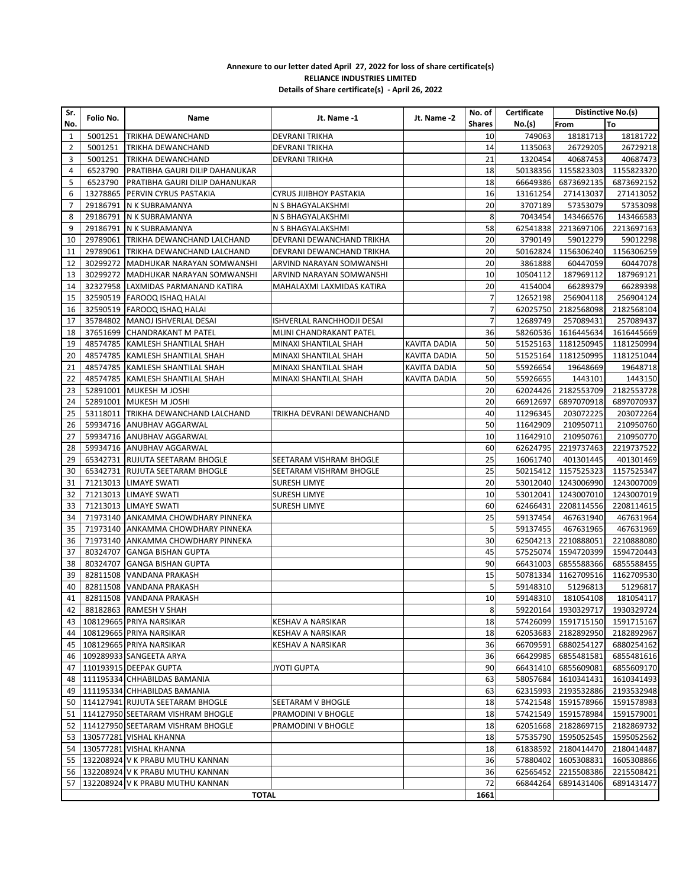**Annexure to our letter dated April 27, 2022 for loss of share certificate(s)**

**RELIANCE INDUSTRIES LIMITED**

**Details of Share certificate(s) - April 26, 2022**

| Sr. No. | Folio No. | Name | Jt. Name -1 | Jt. Name -2 | No. of Shares | Certificate No.(s) | Distinctive No.(s) | |
|---|---|---|---|---|---|---|---|---|
| | | | | | | | From | To |
| 1 | 5001251 | TRIKHA DEWANCHAND | DEVRANI TRIKHA | | 10 | 749063 | 18181713 | 18181722 |
| 2 | 5001251 | TRIKHA DEWANCHAND | DEVRANI TRIKHA | | 14 | 1135063 | 26729205 | 26729218 |
| 3 | 5001251 | TRIKHA DEWANCHAND | DEVRANI TRIKHA | | 21 | 1320454 | 40687453 | 40687473 |
| 4 | 6523790 | PRATIBHA GAURI DILIP DAHANUKAR | | | 18 | 50138356 | 1155823303 | 1155823320 |
| 5 | 6523790 | PRATIBHA GAURI DILIP DAHANUKAR | | | 18 | 66649386 | 6873692135 | 6873692152 |
| 6 | 13278865 | PERVIN CYRUS PASTAKIA | CYRUS JIJIBHOY PASTAKIA | | 16 | 13161254 | 271413037 | 271413052 |
| 7 | 29186791 | N K SUBRAMANYA | N S BHAGYALAKSHMI | | 20 | 3707189 | 57353079 | 57353098 |
| 8 | 29186791 | N K SUBRAMANYA | N S BHAGYALAKSHMI | | 8 | 7043454 | 143466576 | 143466583 |
| 9 | 29186791 | N K SUBRAMANYA | N S BHAGYALAKSHMI | | 58 | 62541838 | 2213697106 | 2213697163 |
| 10 | 29789061 | TRIKHA DEWANCHAND LALCHAND | DEVRANI DEWANCHAND TRIKHA | | 20 | 3790149 | 59012279 | 59012298 |
| 11 | 29789061 | TRIKHA DEWANCHAND LALCHAND | DEVRANI DEWANCHAND TRIKHA | | 20 | 50162824 | 1156306240 | 1156306259 |
| 12 | 30299272 | MADHUKAR NARAYAN SOMWANSHI | ARVIND NARAYAN SOMWANSHI | | 20 | 3861888 | 60447059 | 60447078 |
| 13 | 30299272 | MADHUKAR NARAYAN SOMWANSHI | ARVIND NARAYAN SOMWANSHI | | 10 | 10504112 | 187969112 | 187969121 |
| 14 | 32327958 | LAXMIDAS PARMANAND KATIRA | MAHALAXMI LAXMIDAS KATIRA | | 20 | 4154004 | 66289379 | 66289398 |
| 15 | 32590519 | FAROOQ ISHAQ HALAI | | | 7 | 12652198 | 256904118 | 256904124 |
| 16 | 32590519 | FAROOQ ISHAQ HALAI | | | 7 | 62025750 | 2182568098 | 2182568104 |
| 17 | 35784802 | MANOJ ISHVERLAL DESAI | ISHVERLAL RANCHHODJI DESAI | | 7 | 12689749 | 257089431 | 257089437 |
| 18 | 37651699 | CHANDRAKANT M PATEL | MLINI CHANDRAKANT PATEL | | 36 | 58260536 | 1616445634 | 1616445669 |
| 19 | 48574785 | KAMLESH SHANTILAL SHAH | MINAXI SHANTILAL SHAH | KAVITA DADIA | 50 | 51525163 | 1181250945 | 1181250994 |
| 20 | 48574785 | KAMLESH SHANTILAL SHAH | MINAXI SHANTILAL SHAH | KAVITA DADIA | 50 | 51525164 | 1181250995 | 1181251044 |
| 21 | 48574785 | KAMLESH SHANTILAL SHAH | MINAXI SHANTILAL SHAH | KAVITA DADIA | 50 | 55926654 | 19648669 | 19648718 |
| 22 | 48574785 | KAMLESH SHANTILAL SHAH | MINAXI SHANTILAL SHAH | KAVITA DADIA | 50 | 55926655 | 1443101 | 1443150 |
| 23 | 52891001 | MUKESH M JOSHI | | | 20 | 62024426 | 2182553709 | 2182553728 |
| 24 | 52891001 | MUKESH M JOSHI | | | 20 | 66912697 | 6897070918 | 6897070937 |
| 25 | 53118011 | TRIKHA DEWANCHAND LALCHAND | TRIKHA DEVRANI DEWANCHAND | | 40 | 11296345 | 203072225 | 203072264 |
| 26 | 59934716 | ANUBHAV AGGARWAL | | | 50 | 11642909 | 210950711 | 210950760 |
| 27 | 59934716 | ANUBHAV AGGARWAL | | | 10 | 11642910 | 210950761 | 210950770 |
| 28 | 59934716 | ANUBHAV AGGARWAL | | | 60 | 62624795 | 2219737463 | 2219737522 |
| 29 | 65342731 | RUJUTA SEETARAM BHOGLE | SEETARAM VISHRAM BHOGLE | | 25 | 16061740 | 401301445 | 401301469 |
| 30 | 65342731 | RUJUTA SEETARAM BHOGLE | SEETARAM VISHRAM BHOGLE | | 25 | 50215412 | 1157525323 | 1157525347 |
| 31 | 71213013 | LIMAYE SWATI | SURESH LIMYE | | 20 | 53012040 | 1243006990 | 1243007009 |
| 32 | 71213013 | LIMAYE SWATI | SURESH LIMYE | | 10 | 53012041 | 1243007010 | 1243007019 |
| 33 | 71213013 | LIMAYE SWATI | SURESH LIMYE | | 60 | 62466431 | 2208114556 | 2208114615 |
| 34 | 71973140 | ANKAMMA CHOWDHARY PINNEKA | | | 25 | 59137454 | 467631940 | 467631964 |
| 35 | 71973140 | ANKAMMA CHOWDHARY PINNEKA | | | 5 | 59137455 | 467631965 | 467631969 |
| 36 | 71973140 | ANKAMMA CHOWDHARY PINNEKA | | | 30 | 62504213 | 2210888051 | 2210888080 |
| 37 | 80324707 | GANGA BISHAN GUPTA | | | 45 | 57525074 | 1594720399 | 1594720443 |
| 38 | 80324707 | GANGA BISHAN GUPTA | | | 90 | 66431003 | 6855588366 | 6855588455 |
| 39 | 82811508 | VANDANA PRAKASH | | | 15 | 50781334 | 1162709516 | 1162709530 |
| 40 | 82811508 | VANDANA PRAKASH | | | 5 | 59148310 | 51296813 | 51296817 |
| 41 | 82811508 | VANDANA PRAKASH | | | 10 | 59148310 | 181054108 | 181054117 |
| 42 | 88182863 | RAMESH V SHAH | | | 8 | 59220164 | 1930329717 | 1930329724 |
| 43 | 108129665 | PRIYA NARSIKAR | KESHAV A NARSIKAR | | 18 | 57426099 | 1591715150 | 1591715167 |
| 44 | 108129665 | PRIYA NARSIKAR | KESHAV A NARSIKAR | | 18 | 62053683 | 2182892950 | 2182892967 |
| 45 | 108129665 | PRIYA NARSIKAR | KESHAV A NARSIKAR | | 36 | 66709591 | 6880254127 | 6880254162 |
| 46 | 109289933 | SANGEETA ARYA | | | 36 | 66429985 | 6855481581 | 6855481616 |
| 47 | 110193915 | DEEPAK GUPTA | JYOTI GUPTA | | 90 | 66431410 | 6855609081 | 6855609170 |
| 48 | 111195334 | CHHABILDAS BAMANIA | | | 63 | 58057684 | 1610341431 | 1610341493 |
| 49 | 111195334 | CHHABILDAS BAMANIA | | | 63 | 62315993 | 2193532886 | 2193532948 |
| 50 | 114127941 | RUJUTA SEETARAM BHOGLE | SEETARAM V BHOGLE | | 18 | 57421548 | 1591578966 | 1591578983 |
| 51 | 114127950 | SEETARAM VISHRAM BHOGLE | PRAMODINI V BHOGLE | | 18 | 57421549 | 1591578984 | 1591579001 |
| 52 | 114127950 | SEETARAM VISHRAM BHOGLE | PRAMODINI V BHOGLE | | 18 | 62051668 | 2182869715 | 2182869732 |
| 53 | 130577281 | VISHAL KHANNA | | | 18 | 57535790 | 1595052545 | 1595052562 |
| 54 | 130577281 | VISHAL KHANNA | | | 18 | 61838592 | 2180414470 | 2180414487 |
| 55 | 132208924 | V K PRABU MUTHU KANNAN | | | 36 | 57880402 | 1605308831 | 1605308866 |
| 56 | 132208924 | V K PRABU MUTHU KANNAN | | | 36 | 62565452 | 2215508386 | 2215508421 |
| 57 | 132208924 | V K PRABU MUTHU KANNAN | | | 72 | 66844264 | 6891431406 | 6891431477 |
| | | **TOTAL** | | | **1661** | | | |